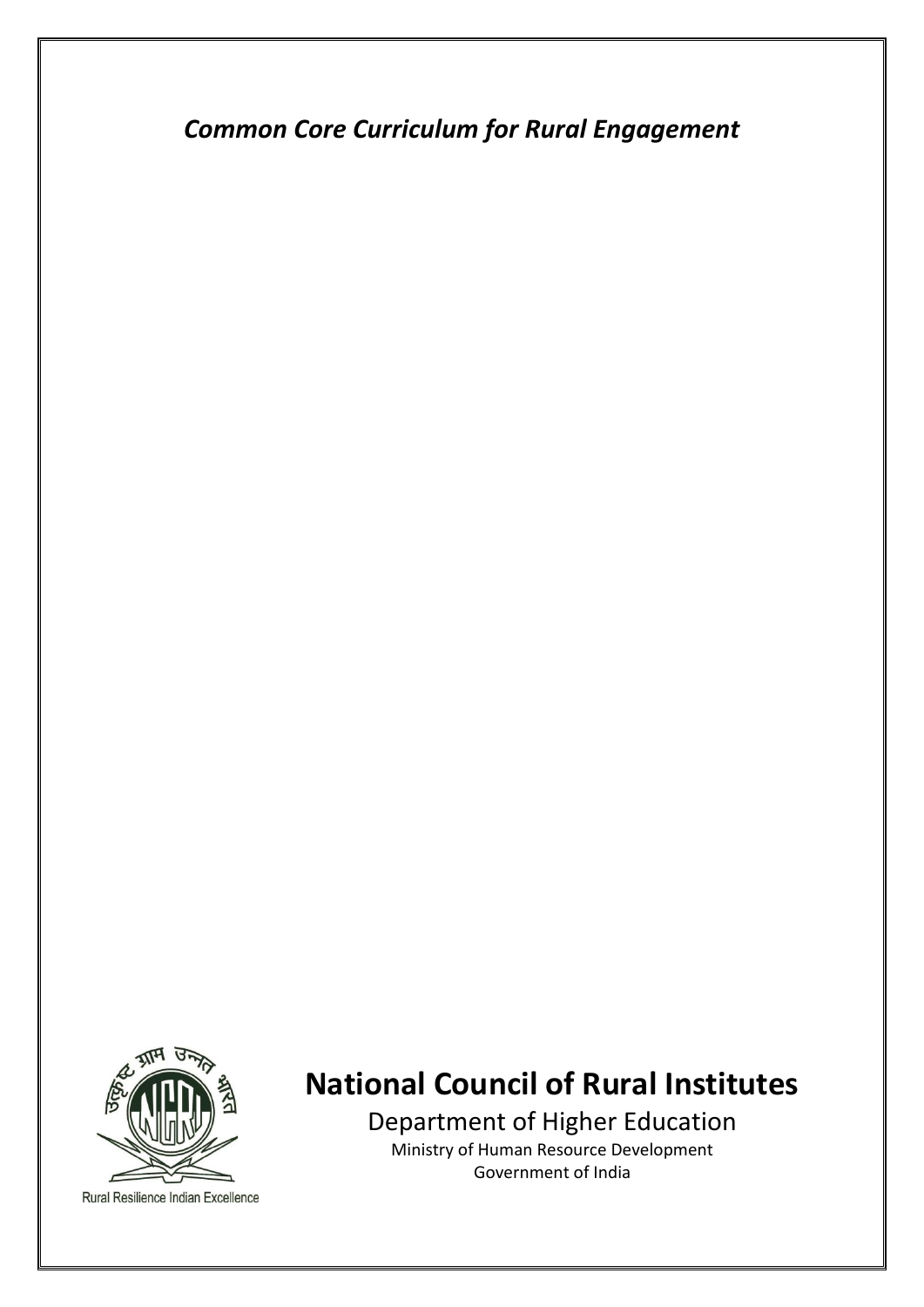# *Common Core Curriculum for Rural Engagement*

Rural Resilience Indian Excellence

## National Council of Rural Institutes

Department of Higher Education

Ministry of Human Resource Development

Government of India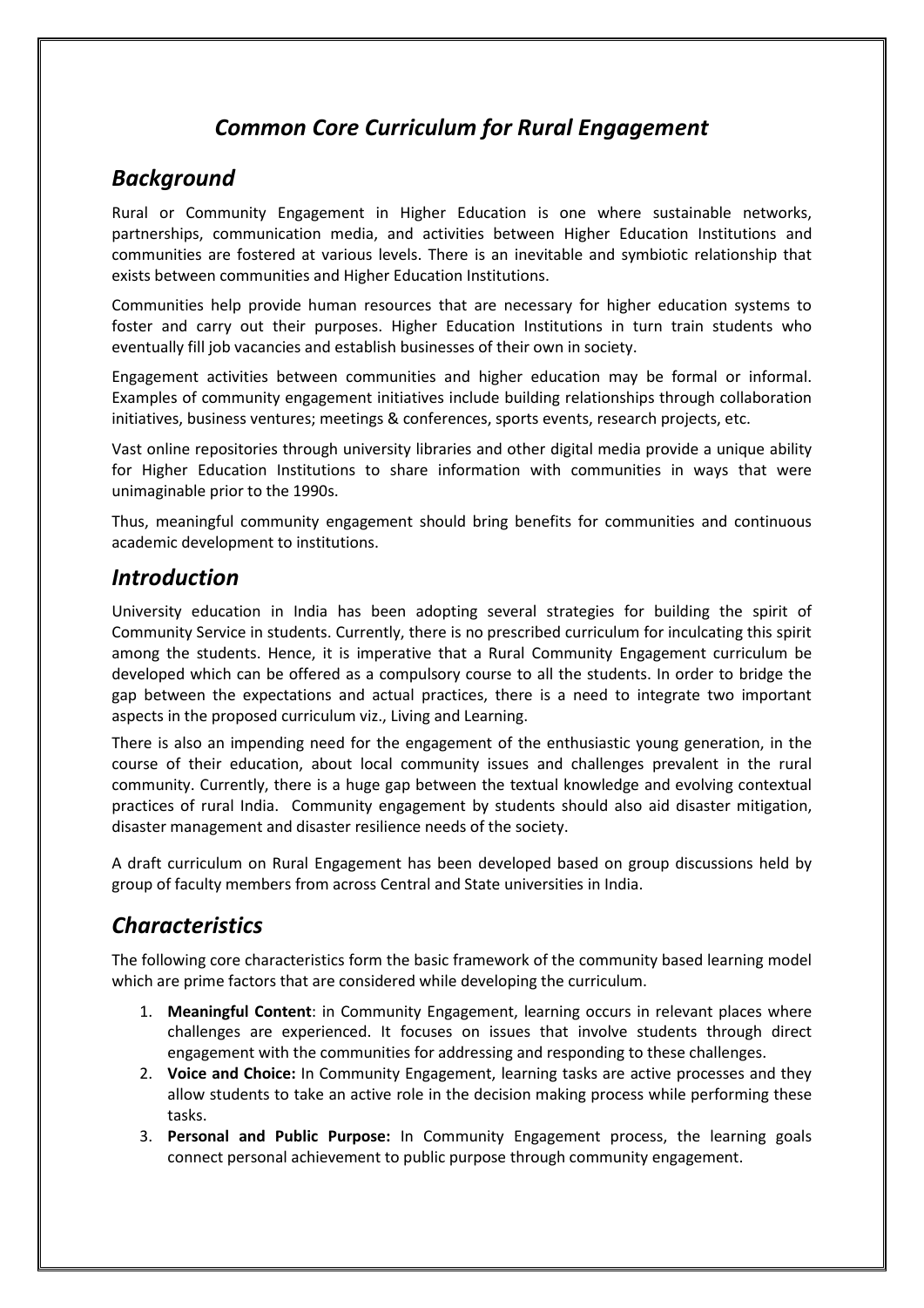# *Common Core Curriculum for Rural Engagement*

## *Background*

Rural or Community Engagement in Higher Education is one where sustainable networks, partnerships, communication media, and activities between Higher Education Institutions and communities are fostered at various levels. There is an inevitable and symbiotic relationship that exists between communities and Higher Education Institutions.

Communities help provide human resources that are necessary for higher education systems to foster and carry out their purposes. Higher Education Institutions in turn train students who eventually fill job vacancies and establish businesses of their own in society.

Engagement activities between communities and higher education may be formal or informal. Examples of community engagement initiatives include building relationships through collaboration initiatives, business ventures; meetings & conferences, sports events, research projects, etc.

Vast online repositories through university libraries and other digital media provide a unique ability for Higher Education Institutions to share information with communities in ways that were unimaginable prior to the 1990s.

Thus, meaningful community engagement should bring benefits for communities and continuous academic development to institutions.

## *Introduction*

University education in India has been adopting several strategies for building the spirit of Community Service in students. Currently, there is no prescribed curriculum for inculcating this spirit among the students. Hence, it is imperative that a Rural Community Engagement curriculum be developed which can be offered as a compulsory course to all the students. In order to bridge the gap between the expectations and actual practices, there is a need to integrate two important aspects in the proposed curriculum viz., Living and Learning.

There is also an impending need for the engagement of the enthusiastic young generation, in the course of their education, about local community issues and challenges prevalent in the rural community. Currently, there is a huge gap between the textual knowledge and evolving contextual practices of rural India. Community engagement by students should also aid disaster mitigation, disaster management and disaster resilience needs of the society.

A draft curriculum on Rural Engagement has been developed based on group discussions held by group of faculty members from across Central and State universities in India.

## *Characteristics*

The following core characteristics form the basic framework of the community based learning model which are prime factors that are considered while developing the curriculum.

1. **Meaningful Content**: in Community Engagement, learning occurs in relevant places where challenges are experienced. It focuses on issues that involve students through direct engagement with the communities for addressing and responding to these challenges.
2. **Voice and Choice:** In Community Engagement, learning tasks are active processes and they allow students to take an active role in the decision making process while performing these tasks.
3. **Personal and Public Purpose:** In Community Engagement process, the learning goals connect personal achievement to public purpose through community engagement.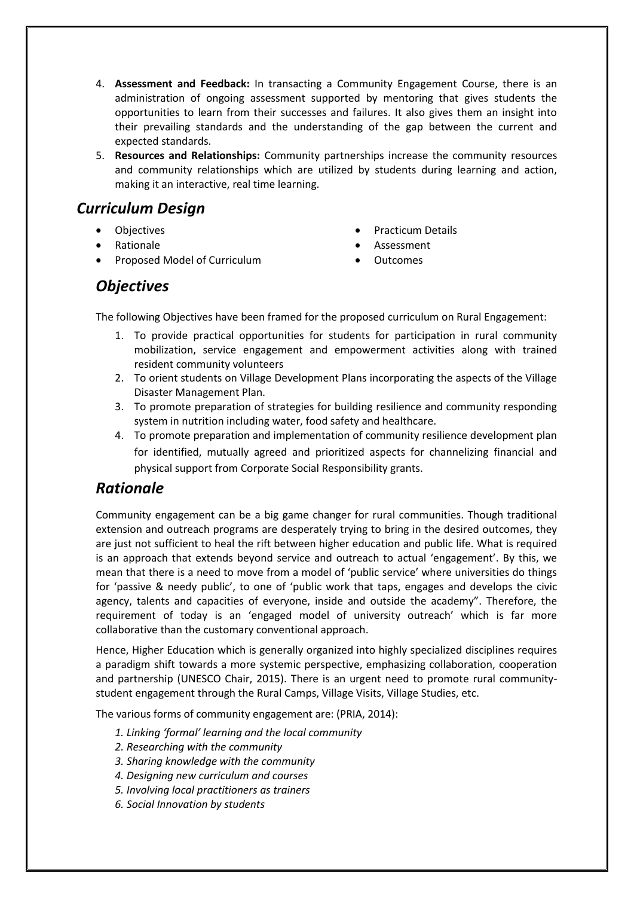4. **Assessment and Feedback:** In transacting a Community Engagement Course, there is an administration of ongoing assessment supported by mentoring that gives students the opportunities to learn from their successes and failures. It also gives them an insight into their prevailing standards and the understanding of the gap between the current and expected standards.
5. **Resources and Relationships:** Community partnerships increase the community resources and community relationships which are utilized by students during learning and action, making it an interactive, real time learning.

## *Curriculum Design*

- Objectives
- Rationale
- Proposed Model of Curriculum
- Practicum Details
- Assessment
- Outcomes

## *Objectives*

The following Objectives have been framed for the proposed curriculum on Rural Engagement:

1. To provide practical opportunities for students for participation in rural community mobilization, service engagement and empowerment activities along with trained resident community volunteers
2. To orient students on Village Development Plans incorporating the aspects of the Village Disaster Management Plan.
3. To promote preparation of strategies for building resilience and community responding system in nutrition including water, food safety and healthcare.
4. To promote preparation and implementation of community resilience development plan for identified, mutually agreed and prioritized aspects for channelizing financial and physical support from Corporate Social Responsibility grants.

## *Rationale*

Community engagement can be a big game changer for rural communities. Though traditional extension and outreach programs are desperately trying to bring in the desired outcomes, they are just not sufficient to heal the rift between higher education and public life. What is required is an approach that extends beyond service and outreach to actual 'engagement'. By this, we mean that there is a need to move from a model of 'public service' where universities do things for 'passive & needy public', to one of 'public work that taps, engages and develops the civic agency, talents and capacities of everyone, inside and outside the academy". Therefore, the requirement of today is an 'engaged model of university outreach' which is far more collaborative than the customary conventional approach.

Hence, Higher Education which is generally organized into highly specialized disciplines requires a paradigm shift towards a more systemic perspective, emphasizing collaboration, cooperation and partnership (UNESCO Chair, 2015). There is an urgent need to promote rural community-student engagement through the Rural Camps, Village Visits, Village Studies, etc.

The various forms of community engagement are: (PRIA, 2014):

*1. Linking 'formal' learning and the local community*
*2. Researching with the community*
*3. Sharing knowledge with the community*
*4. Designing new curriculum and courses*
*5. Involving local practitioners as trainers*
*6. Social Innovation by students*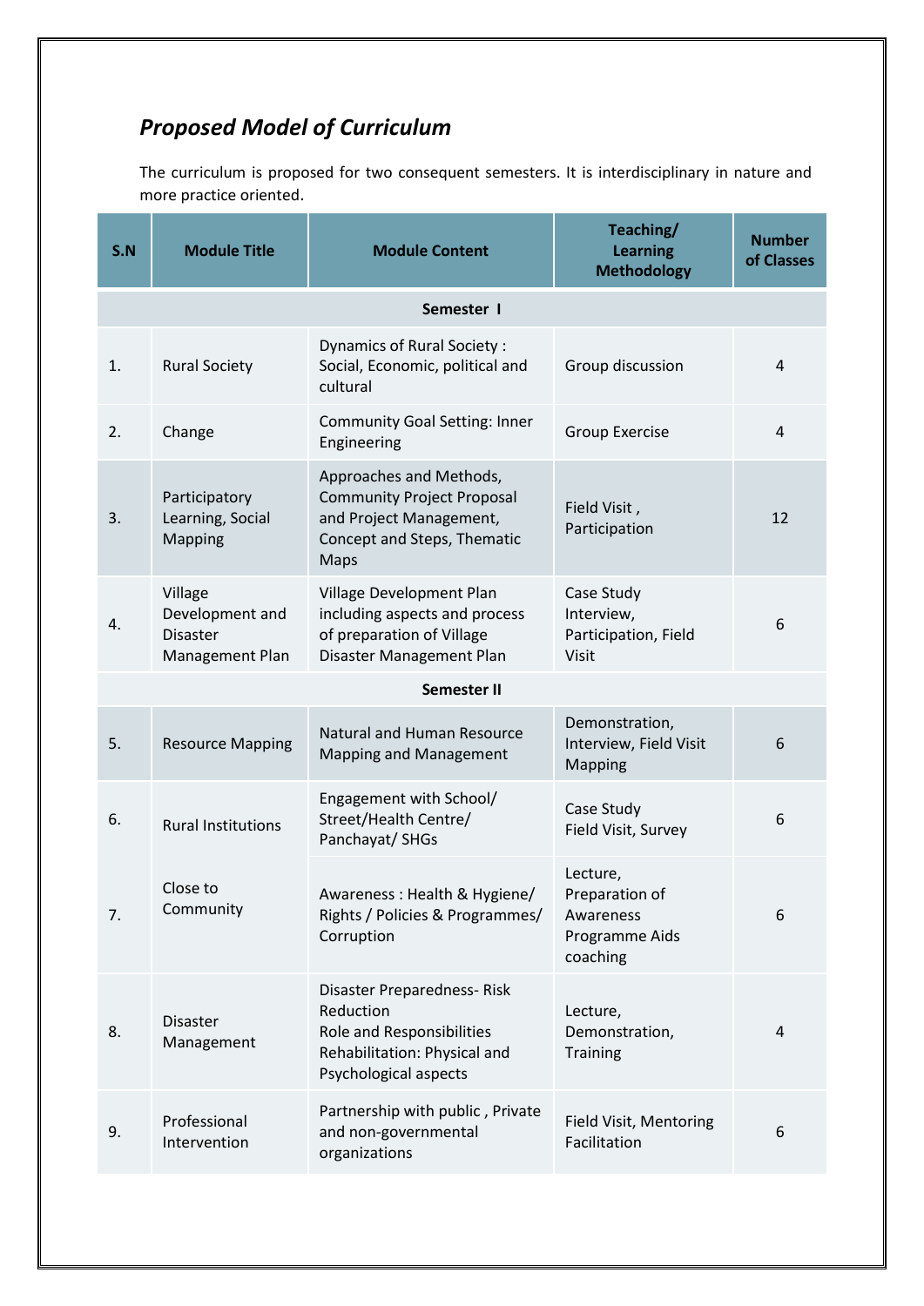## *Proposed Model of Curriculum*

The curriculum is proposed for two consequent semesters. It is interdisciplinary in nature and more practice oriented.

| S.N | Module Title | Module Content | Teaching/ Learning Methodology | Number of Classes |
|---|---|---|---|---|
| | | **Semester I** | | |
| 1. | Rural Society | Dynamics of Rural Society : Social, Economic, political and cultural | Group discussion | 4 |
| 2. | Change | Community Goal Setting: Inner Engineering | Group Exercise | 4 |
| 3. | Participatory Learning, Social Mapping | Approaches and Methods, Community Project Proposal and Project Management, Concept and Steps, Thematic Maps | Field Visit , Participation | 12 |
| 4. | Village Development and Disaster Management Plan | Village Development Plan including aspects and process of preparation of Village Disaster Management Plan | Case Study Interview, Participation, Field Visit | 6 |
| | | **Semester II** | | |
| 5. | Resource Mapping | Natural and Human Resource Mapping and Management | Demonstration, Interview, Field Visit Mapping | 6 |
| 6. | Rural Institutions | Engagement with School/ Street/Health Centre/ Panchayat/ SHGs | Case Study Field Visit, Survey | 6 |
| 7. | Close to Community | Awareness : Health & Hygiene/ Rights / Policies & Programmes/ Corruption | Lecture, Preparation of Awareness Programme Aids coaching | 6 |
| 8. | Disaster Management | Disaster Preparedness- Risk Reduction Role and Responsibilities Rehabilitation: Physical and Psychological aspects | Lecture, Demonstration, Training | 4 |
| 9. | Professional Intervention | Partnership with public , Private and non-governmental organizations | Field Visit, Mentoring Facilitation | 6 |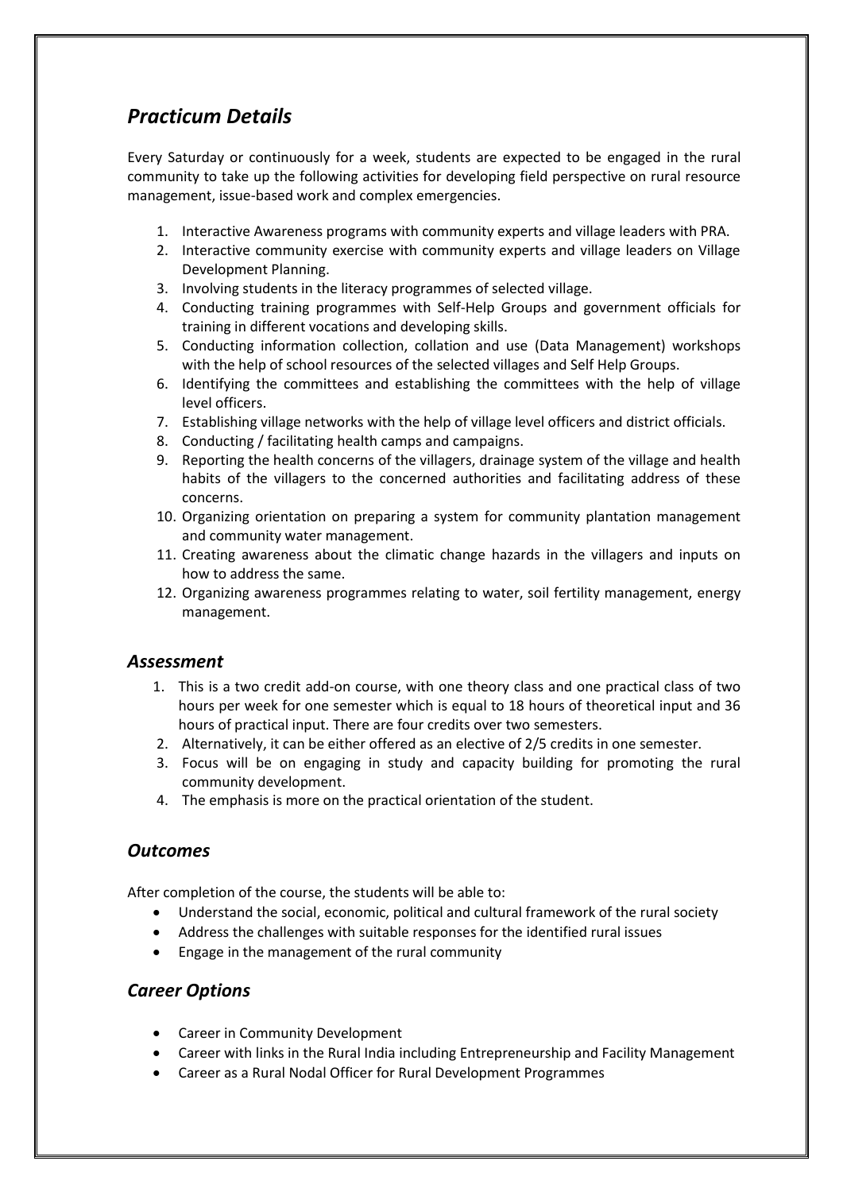## *Practicum Details*

Every Saturday or continuously for a week, students are expected to be engaged in the rural community to take up the following activities for developing field perspective on rural resource management, issue-based work and complex emergencies.

1. Interactive Awareness programs with community experts and village leaders with PRA.
2. Interactive community exercise with community experts and village leaders on Village Development Planning.
3. Involving students in the literacy programmes of selected village.
4. Conducting training programmes with Self-Help Groups and government officials for training in different vocations and developing skills.
5. Conducting information collection, collation and use (Data Management) workshops with the help of school resources of the selected villages and Self Help Groups.
6. Identifying the committees and establishing the committees with the help of village level officers.
7. Establishing village networks with the help of village level officers and district officials.
8. Conducting / facilitating health camps and campaigns.
9. Reporting the health concerns of the villagers, drainage system of the village and health habits of the villagers to the concerned authorities and facilitating address of these concerns.
10. Organizing orientation on preparing a system for community plantation management and community water management.
11. Creating awareness about the climatic change hazards in the villagers and inputs on how to address the same.
12. Organizing awareness programmes relating to water, soil fertility management, energy management.

## *Assessment*

1. This is a two credit add-on course, with one theory class and one practical class of two hours per week for one semester which is equal to 18 hours of theoretical input and 36 hours of practical input. There are four credits over two semesters.
2. Alternatively, it can be either offered as an elective of 2/5 credits in one semester.
3. Focus will be on engaging in study and capacity building for promoting the rural community development.
4. The emphasis is more on the practical orientation of the student.

## *Outcomes*

After completion of the course, the students will be able to:

- Understand the social, economic, political and cultural framework of the rural society
- Address the challenges with suitable responses for the identified rural issues
- Engage in the management of the rural community

## *Career Options*

- Career in Community Development
- Career with links in the Rural India including Entrepreneurship and Facility Management
- Career as a Rural Nodal Officer for Rural Development Programmes